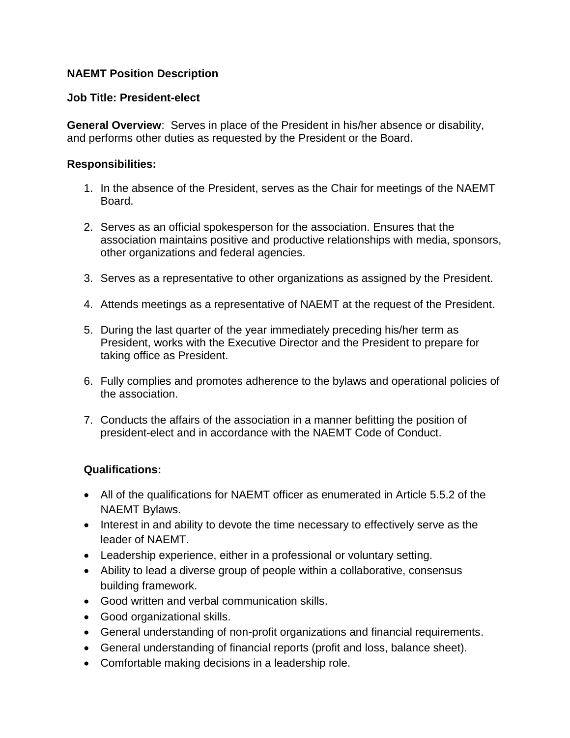**NAEMT Position Description**

**Job Title: President-elect**

**General Overview**: Serves in place of the President in his/her absence or disability, and performs other duties as requested by the President or the Board.

**Responsibilities:**

1. In the absence of the President, serves as the Chair for meetings of the NAEMT Board.

2. Serves as an official spokesperson for the association. Ensures that the association maintains positive and productive relationships with media, sponsors, other organizations and federal agencies.

3. Serves as a representative to other organizations as assigned by the President.

4. Attends meetings as a representative of NAEMT at the request of the President.

5. During the last quarter of the year immediately preceding his/her term as President, works with the Executive Director and the President to prepare for taking office as President.

6. Fully complies and promotes adherence to the bylaws and operational policies of the association.

7. Conducts the affairs of the association in a manner befitting the position of president-elect and in accordance with the NAEMT Code of Conduct.

**Qualifications:**

- All of the qualifications for NAEMT officer as enumerated in Article 5.5.2 of the NAEMT Bylaws.
- Interest in and ability to devote the time necessary to effectively serve as the leader of NAEMT.
- Leadership experience, either in a professional or voluntary setting.
- Ability to lead a diverse group of people within a collaborative, consensus building framework.
- Good written and verbal communication skills.
- Good organizational skills.
- General understanding of non-profit organizations and financial requirements.
- General understanding of financial reports (profit and loss, balance sheet).
- Comfortable making decisions in a leadership role.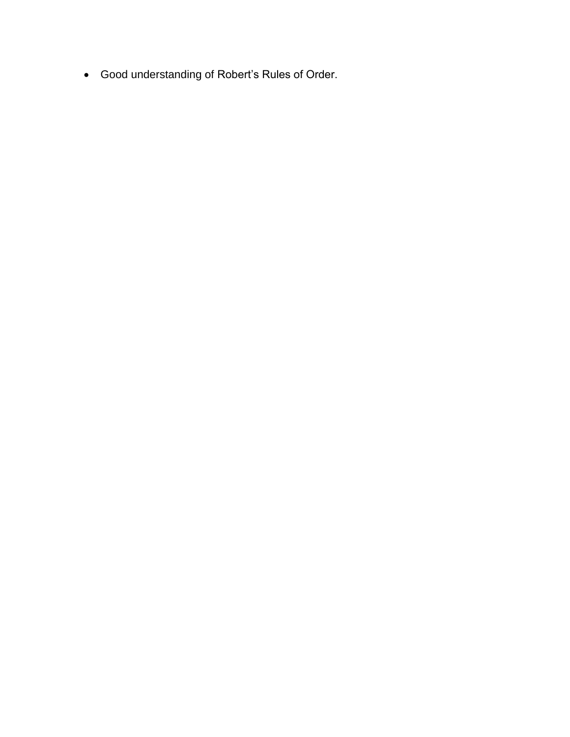- Good understanding of Robert’s Rules of Order.